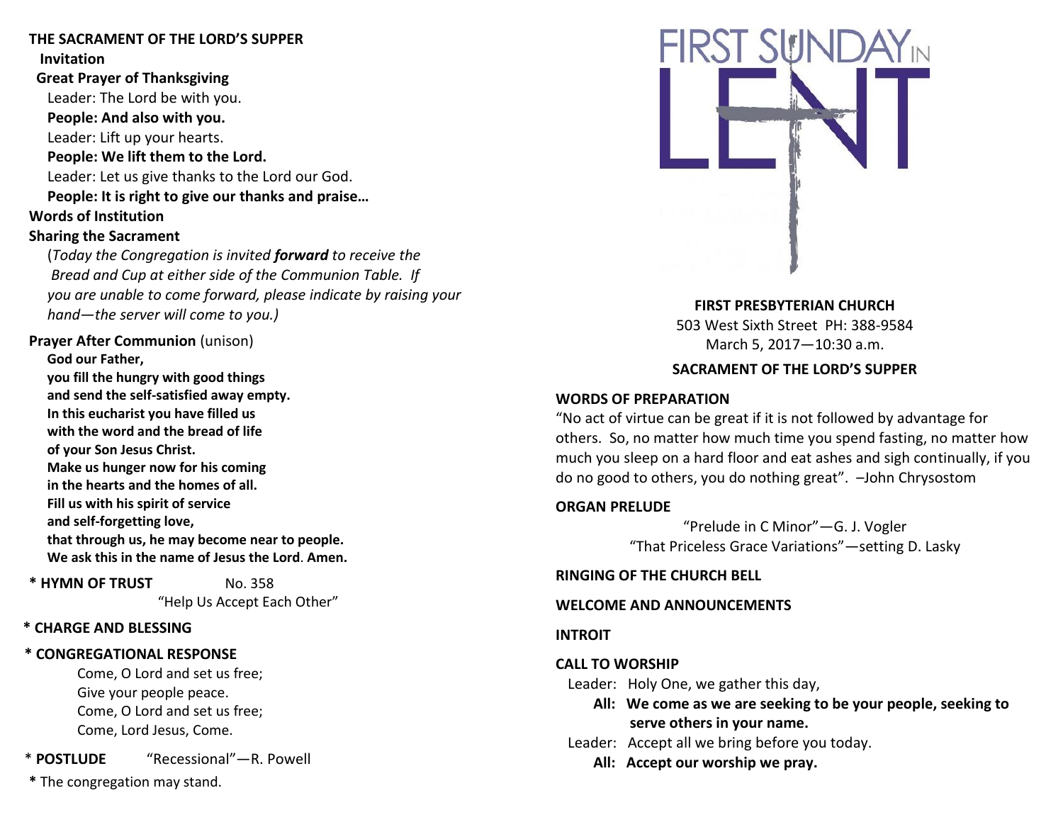**THE SACRAMENT OF THE LORD'S SUPPER**

**Invitation**

**Great Prayer of Thanksgiving**

Leader: The Lord be with you.
**People: And also with you.**
Leader: Lift up your hearts.
**People: We lift them to the Lord.**
Leader: Let us give thanks to the Lord our God.
**People: It is right to give our thanks and praise…**

**Words of Institution**

**Sharing the Sacrament**

(*Today the Congregation is invited* ***forward*** *to receive the Bread and Cup at either side of the Communion Table. If you are unable to come forward, please indicate by raising your hand—the server will come to you.)*

**Prayer After Communion** (unison)

**God our Father,**
**you fill the hungry with good things**
**and send the self-satisfied away empty.**
**In this eucharist you have filled us**
**with the word and the bread of life**
**of your Son Jesus Christ.**
**Make us hunger now for his coming**
**in the hearts and the homes of all.**
**Fill us with his spirit of service**
**and self-forgetting love,**
**that through us, he may become near to people.**
**We ask this in the name of Jesus the Lord. Amen.**

**\* HYMN OF TRUST** No. 358
"Help Us Accept Each Other"

**\* CHARGE AND BLESSING**

**\* CONGREGATIONAL RESPONSE**

Come, O Lord and set us free;
Give your people peace.
Come, O Lord and set us free;
Come, Lord Jesus, Come.

\* **POSTLUDE** "Recessional"—R. Powell

**\*** The congregation may stand.

# FIRST SUNDAY IN LENT

**FIRST PRESBYTERIAN CHURCH**
503 West Sixth Street PH: 388-9584
March 5, 2017—10:30 a.m.

**SACRAMENT OF THE LORD'S SUPPER**

**WORDS OF PREPARATION**

"No act of virtue can be great if it is not followed by advantage for others. So, no matter how much time you spend fasting, no matter how much you sleep on a hard floor and eat ashes and sigh continually, if you do no good to others, you do nothing great". –John Chrysostom

**ORGAN PRELUDE**

"Prelude in C Minor"—G. J. Vogler
"That Priceless Grace Variations"—setting D. Lasky

**RINGING OF THE CHURCH BELL**

**WELCOME AND ANNOUNCEMENTS**

**INTROIT**

**CALL TO WORSHIP**

Leader: Holy One, we gather this day,
**All: We come as we are seeking to be your people, seeking to serve others in your name.**
Leader: Accept all we bring before you today.
**All: Accept our worship we pray.**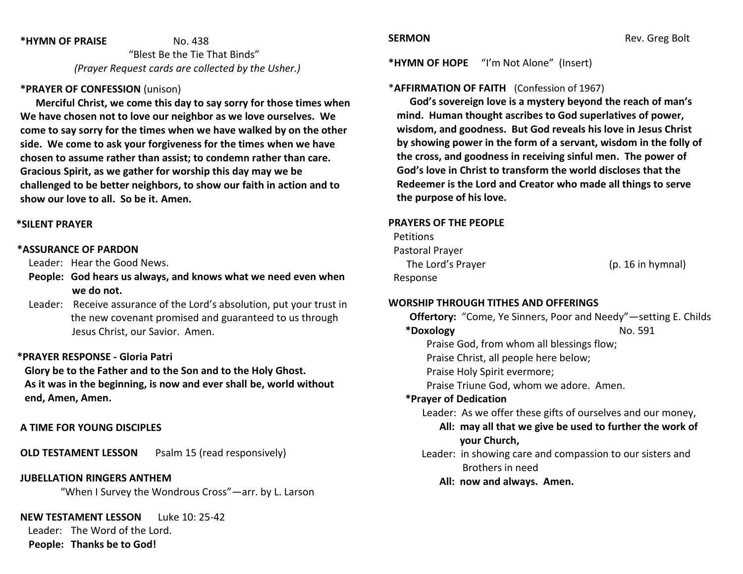**\*HYMN OF PRAISE** No. 438

"Blest Be the Tie That Binds"

*(Prayer Request cards are collected by the Usher.)*

**\*PRAYER OF CONFESSION** (unison)

**Merciful Christ, we come this day to say sorry for those times when We have chosen not to love our neighbor as we love ourselves. We come to say sorry for the times when we have walked by on the other side. We come to ask your forgiveness for the times when we have chosen to assume rather than assist; to condemn rather than care. Gracious Spirit, as we gather for worship this day may we be challenged to be better neighbors, to show our faith in action and to show our love to all. So be it. Amen.**

**\*SILENT PRAYER**

**\*ASSURANCE OF PARDON**

Leader: Hear the Good News.

**People: God hears us always, and knows what we need even when we do not.**

Leader: Receive assurance of the Lord's absolution, put your trust in the new covenant promised and guaranteed to us through Jesus Christ, our Savior. Amen.

**\*PRAYER RESPONSE - Gloria Patri**

**Glory be to the Father and to the Son and to the Holy Ghost. As it was in the beginning, is now and ever shall be, world without end, Amen, Amen.**

**A TIME FOR YOUNG DISCIPLES**

**OLD TESTAMENT LESSON** Psalm 15 (read responsively)

**JUBELLATION RINGERS ANTHEM**

"When I Survey the Wondrous Cross"—arr. by L. Larson

**NEW TESTAMENT LESSON** Luke 10: 25-42

Leader: The Word of the Lord.

**People: Thanks be to God!**

**SERMON** Rev. Greg Bolt

**\*HYMN OF HOPE** "I'm Not Alone" (Insert)

\***AFFIRMATION OF FAITH** (Confession of 1967)

**God's sovereign love is a mystery beyond the reach of man's mind. Human thought ascribes to God superlatives of power, wisdom, and goodness. But God reveals his love in Jesus Christ by showing power in the form of a servant, wisdom in the folly of the cross, and goodness in receiving sinful men. The power of God's love in Christ to transform the world discloses that the Redeemer is the Lord and Creator who made all things to serve the purpose of his love.**

**PRAYERS OF THE PEOPLE**

Petitions

Pastoral Prayer

The Lord's Prayer (p. 16 in hymnal)

Response

**WORSHIP THROUGH TITHES AND OFFERINGS**

**Offertory:** "Come, Ye Sinners, Poor and Needy"—setting E. Childs

**\*Doxology** No. 591

Praise God, from whom all blessings flow;
Praise Christ, all people here below;
Praise Holy Spirit evermore;
Praise Triune God, whom we adore. Amen.

**\*Prayer of Dedication**

Leader: As we offer these gifts of ourselves and our money,

**All: may all that we give be used to further the work of your Church,**

Leader: in showing care and compassion to our sisters and Brothers in need

**All: now and always. Amen.**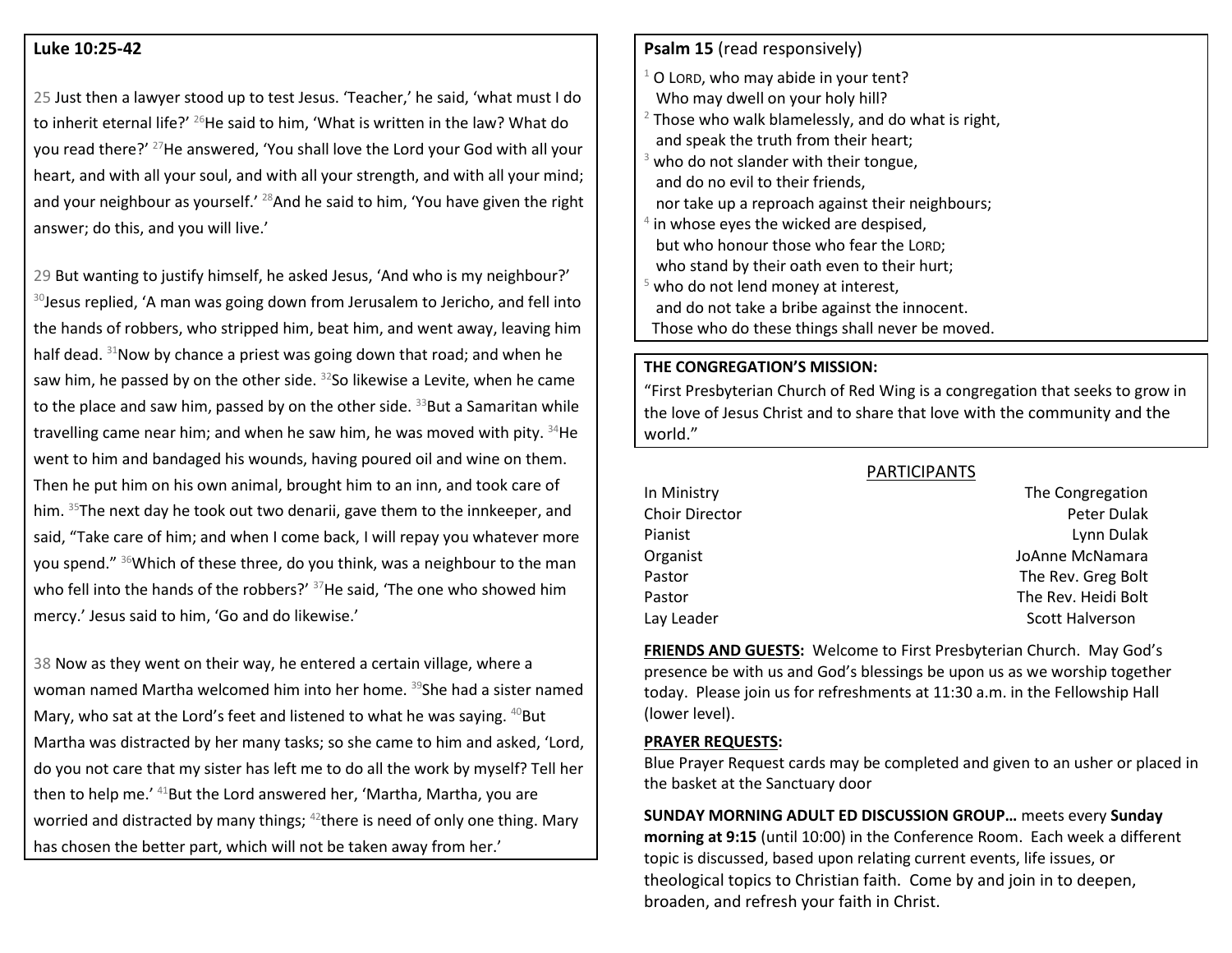**Luke 10:25-42**

25 Just then a lawyer stood up to test Jesus. 'Teacher,' he said, 'what must I do to inherit eternal life?' [26]He said to him, 'What is written in the law? What do you read there?' [27]He answered, 'You shall love the Lord your God with all your heart, and with all your soul, and with all your strength, and with all your mind; and your neighbour as yourself.' [28]And he said to him, 'You have given the right answer; do this, and you will live.'

29 But wanting to justify himself, he asked Jesus, 'And who is my neighbour?' [30]Jesus replied, 'A man was going down from Jerusalem to Jericho, and fell into the hands of robbers, who stripped him, beat him, and went away, leaving him half dead. [31]Now by chance a priest was going down that road; and when he saw him, he passed by on the other side. [32]So likewise a Levite, when he came to the place and saw him, passed by on the other side. [33]But a Samaritan while travelling came near him; and when he saw him, he was moved with pity. [34]He went to him and bandaged his wounds, having poured oil and wine on them. Then he put him on his own animal, brought him to an inn, and took care of him. [35]The next day he took out two denarii, gave them to the innkeeper, and said, "Take care of him; and when I come back, I will repay you whatever more you spend." [36]Which of these three, do you think, was a neighbour to the man who fell into the hands of the robbers?' [37]He said, 'The one who showed him mercy.' Jesus said to him, 'Go and do likewise.'

38 Now as they went on their way, he entered a certain village, where a woman named Martha welcomed him into her home. [39]She had a sister named Mary, who sat at the Lord's feet and listened to what he was saying. [40]But Martha was distracted by her many tasks; so she came to him and asked, 'Lord, do you not care that my sister has left me to do all the work by myself? Tell her then to help me.' [41]But the Lord answered her, 'Martha, Martha, you are worried and distracted by many things; [42]there is need of only one thing. Mary has chosen the better part, which will not be taken away from her.'

**Psalm 15** (read responsively)

[1] O LORD, who may abide in your tent?
 Who may dwell on your holy hill?
[2] Those who walk blamelessly, and do what is right,
 and speak the truth from their heart;
[3] who do not slander with their tongue,
 and do no evil to their friends,
 nor take up a reproach against their neighbours;
[4] in whose eyes the wicked are despised,
 but who honour those who fear the LORD;
 who stand by their oath even to their hurt;
[5] who do not lend money at interest,
 and do not take a bribe against the innocent.
 Those who do these things shall never be moved.

**THE CONGREGATION'S MISSION:**
"First Presbyterian Church of Red Wing is a congregation that seeks to grow in the love of Jesus Christ and to share that love with the community and the world."

PARTICIPANTS

| | |
|---|---|
| In Ministry | The Congregation |
| Choir Director | Peter Dulak |
| Pianist | Lynn Dulak |
| Organist | JoAnne McNamara |
| Pastor | The Rev. Greg Bolt |
| Pastor | The Rev. Heidi Bolt |
| Lay Leader | Scott Halverson |

**FRIENDS AND GUESTS:** Welcome to First Presbyterian Church. May God's presence be with us and God's blessings be upon us as we worship together today. Please join us for refreshments at 11:30 a.m. in the Fellowship Hall (lower level).

**PRAYER REQUESTS:**
Blue Prayer Request cards may be completed and given to an usher or placed in the basket at the Sanctuary door

**SUNDAY MORNING ADULT ED DISCUSSION GROUP…** meets every **Sunday morning at 9:15** (until 10:00) in the Conference Room. Each week a different topic is discussed, based upon relating current events, life issues, or theological topics to Christian faith. Come by and join in to deepen, broaden, and refresh your faith in Christ.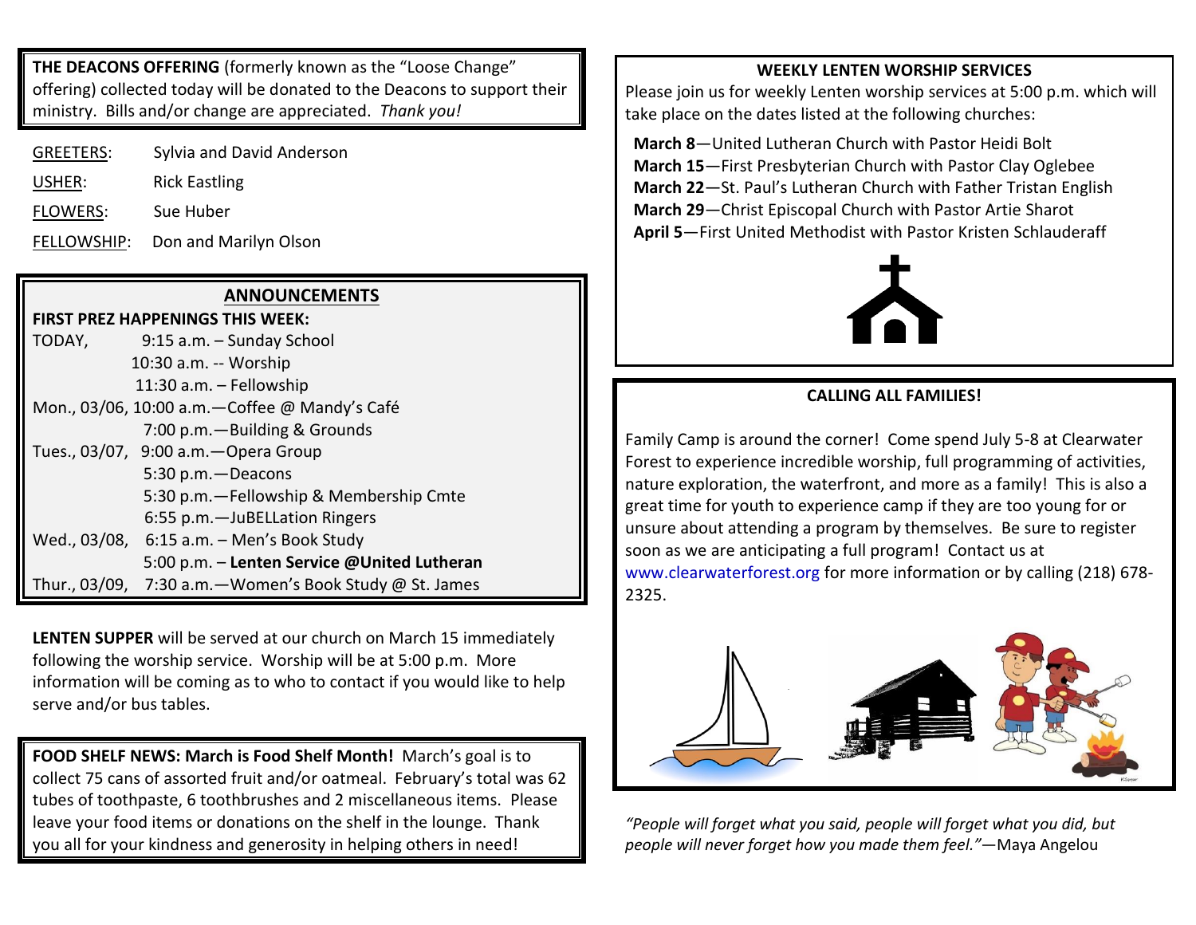**THE DEACONS OFFERING** (formerly known as the "Loose Change" offering) collected today will be donated to the Deacons to support their ministry. Bills and/or change are appreciated. *Thank you!*

| | |
|---|---|
| GREETERS: | Sylvia and David Anderson |
| USHER: | Rick Eastling |
| FLOWERS: | Sue Huber |
| FELLOWSHIP: | Don and Marilyn Olson |

## ANNOUNCEMENTS

**FIRST PREZ HAPPENINGS THIS WEEK:**

| | |
|---|---|
| TODAY, | 9:15 a.m. – Sunday School |
| | 10:30 a.m. -- Worship |
| | 11:30 a.m. – Fellowship |
| Mon., 03/06, | 10:00 a.m.—Coffee @ Mandy's Café |
| | 7:00 p.m.—Building & Grounds |
| Tues., 03/07, | 9:00 a.m.—Opera Group |
| | 5:30 p.m.—Deacons |
| | 5:30 p.m.—Fellowship & Membership Cmte |
| | 6:55 p.m.—JuBELLation Ringers |
| Wed., 03/08, | 6:15 a.m. – Men's Book Study |
| | 5:00 p.m. – **Lenten Service @United Lutheran** |
| Thur., 03/09, | 7:30 a.m.—Women's Book Study @ St. James |

**LENTEN SUPPER** will be served at our church on March 15 immediately following the worship service. Worship will be at 5:00 p.m. More information will be coming as to who to contact if you would like to help serve and/or bus tables.

**FOOD SHELF NEWS: March is Food Shelf Month!** March's goal is to collect 75 cans of assorted fruit and/or oatmeal. February's total was 62 tubes of toothpaste, 6 toothbrushes and 2 miscellaneous items. Please leave your food items or donations on the shelf in the lounge. Thank you all for your kindness and generosity in helping others in need!

## WEEKLY LENTEN WORSHIP SERVICES

Please join us for weekly Lenten worship services at 5:00 p.m. which will take place on the dates listed at the following churches:

**March 8**—United Lutheran Church with Pastor Heidi Bolt
**March 15**—First Presbyterian Church with Pastor Clay Oglebee
**March 22**—St. Paul's Lutheran Church with Father Tristan English
**March 29**—Christ Episcopal Church with Pastor Artie Sharot
**April 5**—First United Methodist with Pastor Kristen Schlauderaff

## CALLING ALL FAMILIES!

Family Camp is around the corner! Come spend July 5-8 at Clearwater Forest to experience incredible worship, full programming of activities, nature exploration, the waterfront, and more as a family! This is also a great time for youth to experience camp if they are too young for or unsure about attending a program by themselves. Be sure to register soon as we are anticipating a full program! Contact us at www.clearwaterforest.org for more information or by calling (218) 678-2325.

*"People will forget what you said, people will forget what you did, but people will never forget how you made them feel."*—Maya Angelou